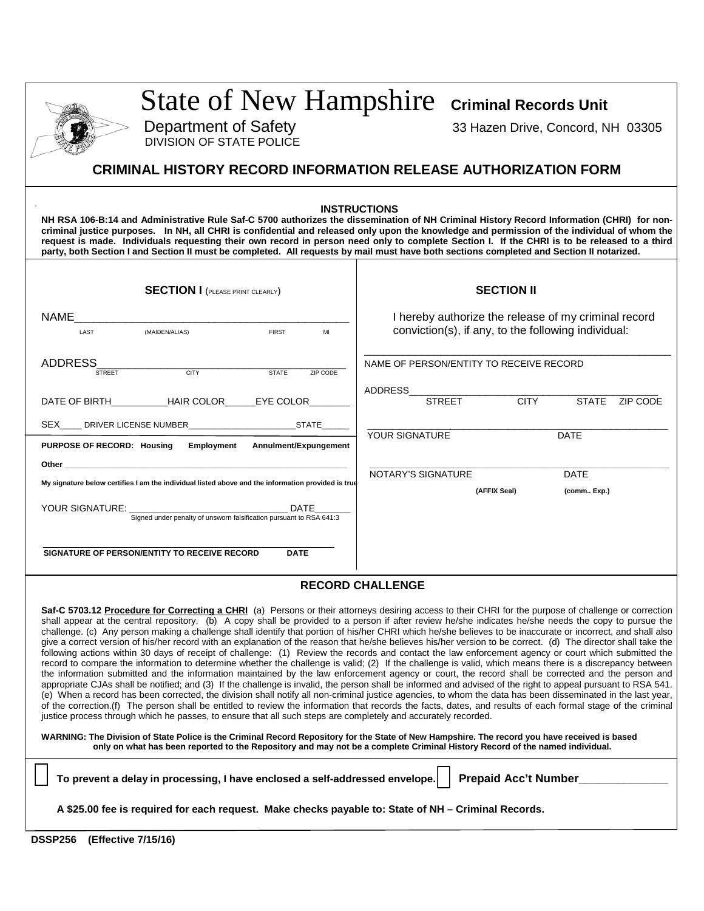# State of New Hampshire **Criminal Records Unit**

Department of Safety
DIVISION OF STATE POLICE

33 Hazen Drive, Concord, NH 03305

## CRIMINAL HISTORY RECORD INFORMATION RELEASE AUTHORIZATION FORM

### INSTRUCTIONS

**NH RSA 106-B:14 and Administrative Rule Saf-C 5700 authorizes the dissemination of NH Criminal History Record Information (CHRI) for non-criminal justice purposes. In NH, all CHRI is confidential and released only upon the knowledge and permission of the individual of whom the request is made. Individuals requesting their own record in person need only to complete Section I. If the CHRI is to be released to a third party, both Section I and Section II must be completed. All requests by mail must have both sections completed and Section II notarized.**

### SECTION I (PLEASE PRINT CLEARLY)

NAME_____________________________________________
LAST (MAIDEN/ALIAS) FIRST MI

ADDRESS___________________________________________
STREET CITY STATE ZIP CODE

DATE OF BIRTH__________HAIR COLOR______EYE COLOR________

SEX_____ DRIVER LICENSE NUMBER______________________STATE______

**PURPOSE OF RECORD: Housing Employment Annulment/Expungement**

**Other** ____________________________________________________

**My signature below certifies I am the individual listed above and the information provided is true**

YOUR SIGNATURE: _______________________________ DATE_______
Signed under penalty of unsworn falsification pursuant to RSA 641:3

_____________________________________________________
**SIGNATURE OF PERSON/ENTITY TO RECEIVE RECORD DATE**

### SECTION II

I hereby authorize the release of my criminal record conviction(s), if any, to the following individual:

_____________________________________________________
NAME OF PERSON/ENTITY TO RECEIVE RECORD

ADDRESS___________________________________________
STREET CITY STATE ZIP CODE

_____________________________________________________
YOUR SIGNATURE DATE

_____________________________________________________
NOTARY'S SIGNATURE DATE
**(AFFIX Seal) (comm.. Exp.)**

### RECORD CHALLENGE

**Saf-C 5703.12** **Procedure for Correcting a CHRI** (a) Persons or their attorneys desiring access to their CHRI for the purpose of challenge or correction shall appear at the central repository. (b) A copy shall be provided to a person if after review he/she indicates he/she needs the copy to pursue the challenge. (c) Any person making a challenge shall identify that portion of his/her CHRI which he/she believes to be inaccurate or incorrect, and shall also give a correct version of his/her record with an explanation of the reason that he/she believes his/her version to be correct. (d) The director shall take the following actions within 30 days of receipt of challenge: (1) Review the records and contact the law enforcement agency or court which submitted the record to compare the information to determine whether the challenge is valid; (2) If the challenge is valid, which means there is a discrepancy between the information submitted and the information maintained by the law enforcement agency or court, the record shall be corrected and the person and appropriate CJAs shall be notified; and (3) If the challenge is invalid, the person shall be informed and advised of the right to appeal pursuant to RSA 541. (e) When a record has been corrected, the division shall notify all non-criminal justice agencies, to whom the data has been disseminated in the last year, of the correction.(f) The person shall be entitled to review the information that records the facts, dates, and results of each formal stage of the criminal justice process through which he passes, to ensure that all such steps are completely and accurately recorded.

**WARNING: The Division of State Police is the Criminal Record Repository for the State of New Hampshire. The record you have received is based only on what has been reported to the Repository and may not be a complete Criminal History Record of the named individual.**

☐ **To prevent a delay in processing, I have enclosed a self-addressed envelope.** ☐ **Prepaid Acc't Number______________**

**A $25.00 fee is required for each request. Make checks payable to: State of NH – Criminal Records.**

**DSSP256 (Effective 7/15/16)**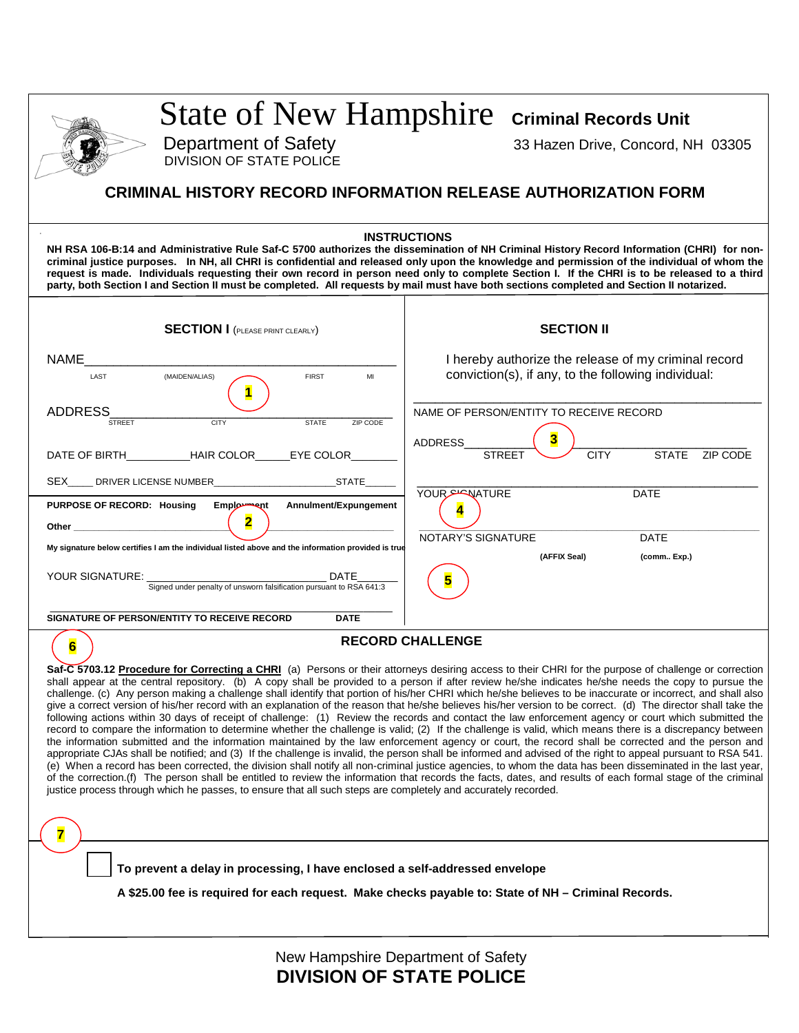# State of New Hampshire

## Criminal Records Unit

Department of Safety
DIVISION OF STATE POLICE

33 Hazen Drive, Concord, NH 03305

## CRIMINAL HISTORY RECORD INFORMATION RELEASE AUTHORIZATION FORM

### INSTRUCTIONS

**NH RSA 106-B:14 and Administrative Rule Saf-C 5700 authorizes the dissemination of NH Criminal History Record Information (CHRI) for non-criminal justice purposes. In NH, all CHRI is confidential and released only upon the knowledge and permission of the individual of whom the request is made. Individuals requesting their own record in person need only to complete Section I. If the CHRI is to be released to a third party, both Section I and Section II must be completed. All requests by mail must have both sections completed and Section II notarized.**

### SECTION I (PLEASE PRINT CLEARLY)

NAME_______________________________________________
LAST (MAIDEN/ALIAS) FIRST MI

1

ADDRESS_____________________________________________
STREET CITY STATE ZIP CODE

DATE OF BIRTH__________HAIR COLOR_____EYE COLOR_______

SEX____ DRIVER LICENSE NUMBER_____________________STATE_____

**PURPOSE OF RECORD: Housing Employment Annulment/Expungement**

**Other** ___________________________________________

2

**My signature below certifies I am the individual listed above and the information provided is true**

YOUR SIGNATURE: ______________________________ DATE________
Signed under penalty of unsworn falsification pursuant to RSA 641:3

**SIGNATURE OF PERSON/ENTITY TO RECEIVE RECORD DATE**

### SECTION II

I hereby authorize the release of my criminal record conviction(s), if any, to the following individual:

___________________________________________________
NAME OF PERSON/ENTITY TO RECEIVE RECORD

3

ADDRESS_____________________________________________
STREET CITY STATE ZIP CODE

___________________________________________________
YOUR SIGNATURE DATE

4

NOTARY'S SIGNATURE DATE

**(AFFIX Seal) (comm.. Exp.)**

5

### RECORD CHALLENGE

6

**Saf-C 5703.12** **Procedure for Correcting a CHRI** (a) Persons or their attorneys desiring access to their CHRI for the purpose of challenge or correction shall appear at the central repository. (b) A copy shall be provided to a person if after review he/she indicates he/she needs the copy to pursue the challenge. (c) Any person making a challenge shall identify that portion of his/her CHRI which he/she believes to be inaccurate or incorrect, and shall also give a correct version of his/her record with an explanation of the reason that he/she believes his/her version to be correct. (d) The director shall take the following actions within 30 days of receipt of challenge: (1) Review the records and contact the law enforcement agency or court which submitted the record to compare the information to determine whether the challenge is valid; (2) If the challenge is valid, which means there is a discrepancy between the information submitted and the information maintained by the law enforcement agency or court, the record shall be corrected and the person and appropriate CJAs shall be notified; and (3) If the challenge is invalid, the person shall be informed and advised of the right to appeal pursuant to RSA 541. (e) When a record has been corrected, the division shall notify all non-criminal justice agencies, to whom the data has been disseminated in the last year, of the correction.(f) The person shall be entitled to review the information that records the facts, dates, and results of each formal stage of the criminal justice process through which he passes, to ensure that all such steps are completely and accurately recorded.

7

☐ **To prevent a delay in processing, I have enclosed a self-addressed envelope**

**A $25.00 fee is required for each request. Make checks payable to: State of NH – Criminal Records.**

New Hampshire Department of Safety
**DIVISION OF STATE POLICE**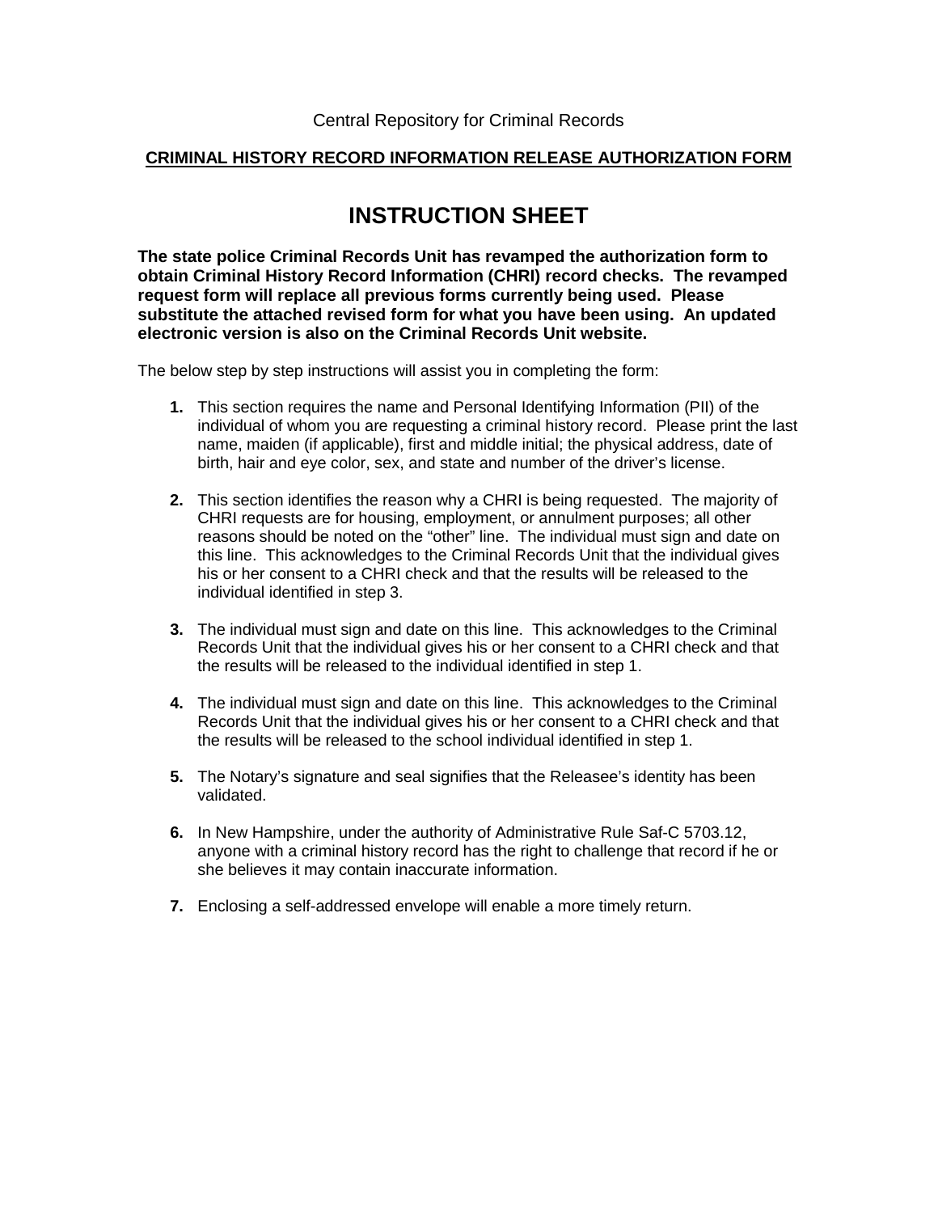Central Repository for Criminal Records

**CRIMINAL HISTORY RECORD INFORMATION RELEASE AUTHORIZATION FORM**

# INSTRUCTION SHEET

**The state police Criminal Records Unit has revamped the authorization form to obtain Criminal History Record Information (CHRI) record checks. The revamped request form will replace all previous forms currently being used. Please substitute the attached revised form for what you have been using. An updated electronic version is also on the Criminal Records Unit website.**

The below step by step instructions will assist you in completing the form:

1. This section requires the name and Personal Identifying Information (PII) of the individual of whom you are requesting a criminal history record. Please print the last name, maiden (if applicable), first and middle initial; the physical address, date of birth, hair and eye color, sex, and state and number of the driver's license.

2. This section identifies the reason why a CHRI is being requested. The majority of CHRI requests are for housing, employment, or annulment purposes; all other reasons should be noted on the "other" line. The individual must sign and date on this line. This acknowledges to the Criminal Records Unit that the individual gives his or her consent to a CHRI check and that the results will be released to the individual identified in step 3.

3. The individual must sign and date on this line. This acknowledges to the Criminal Records Unit that the individual gives his or her consent to a CHRI check and that the results will be released to the individual identified in step 1.

4. The individual must sign and date on this line. This acknowledges to the Criminal Records Unit that the individual gives his or her consent to a CHRI check and that the results will be released to the school individual identified in step 1.

5. The Notary's signature and seal signifies that the Releasee's identity has been validated.

6. In New Hampshire, under the authority of Administrative Rule Saf-C 5703.12, anyone with a criminal history record has the right to challenge that record if he or she believes it may contain inaccurate information.

7. Enclosing a self-addressed envelope will enable a more timely return.